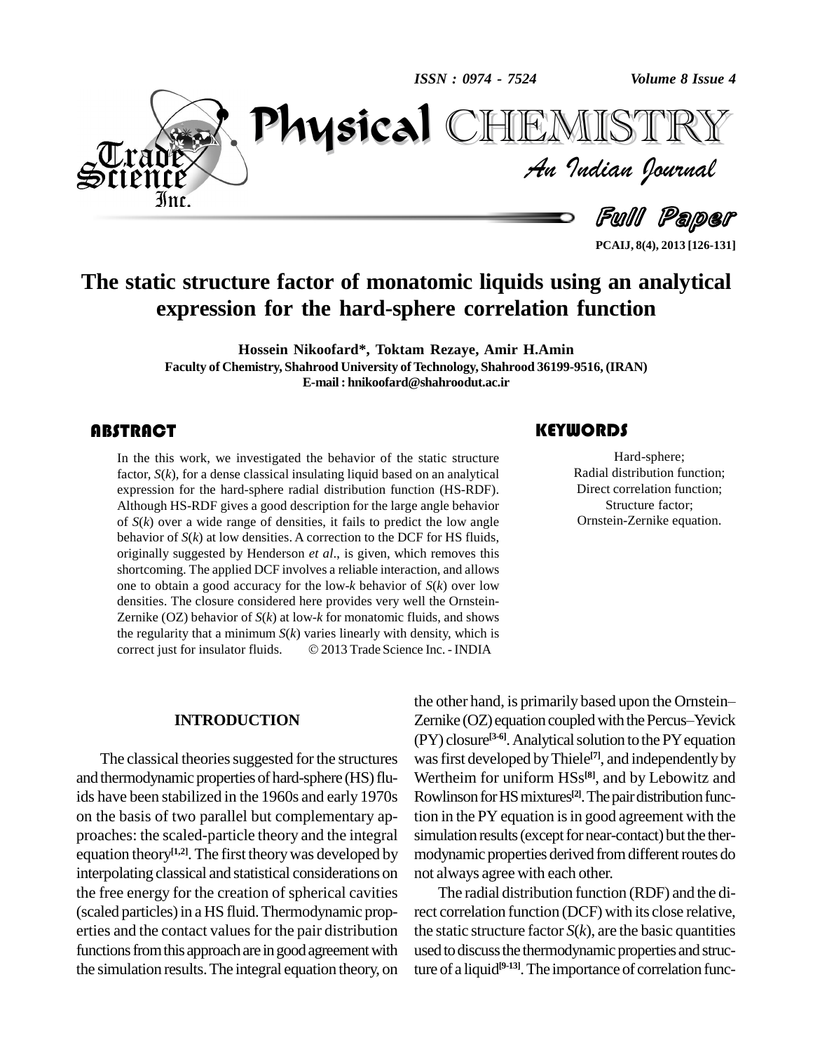# The static structure factor of monatomic liquids using an analytical expression for the hard-sphere correlation function

**Hossein Nikoofard\*, Toktam Rezaye, Amir H.Amin**

**Faculty of Chemistry, Shahrood University of Technology, Shahrood 36199-9516, (IRAN)**

**E-mail : hnikoofard@shahroodut.ac.ir**

## ABSTRACT

In the this work, we investigated the behavior of the static structure factor, $S(k)$, for a dense classical insulating liquid based on an analytical expression for the hard-sphere radial distribution function (HS-RDF). Although HS-RDF gives a good description for the large angle behavior of $S(k)$ over a wide range of densities, it fails to predict the low angle behavior of $S(k)$ at low densities. A correction to the DCF for HS fluids, originally suggested by Henderson *et al*., is given, which removes this shortcoming. The applied DCF involves a reliable interaction, and allows one to obtain a good accuracy for the low-$k$ behavior of $S(k)$ over low densities. The closure considered here provides very well the Ornstein-Zernike (OZ) behavior of $S(k)$ at low-$k$ for monatomic fluids, and shows the regularity that a minimum $S(k)$ varies linearly with density, which is correct just for insulator fluids. © 2013 Trade Science Inc. - INDIA

## KEYWORDS

Hard-sphere;
Radial distribution function;
Direct correlation function;
Structure factor;
Ornstein-Zernike equation.

## INTRODUCTION

The classical theories suggested for the structures and thermodynamic properties of hard-sphere (HS) fluids have been stabilized in the 1960s and early 1970s on the basis of two parallel but complementary approaches: the scaled-particle theory and the integral equation theory[1,2]. The first theory was developed by interpolating classical and statistical considerations on the free energy for the creation of spherical cavities (scaled particles) in a HS fluid. Thermodynamic properties and the contact values for the pair distribution functions from this approach are in good agreement with the simulation results. The integral equation theory, on the other hand, is primarily based upon the Ornstein–Zernike (OZ) equation coupled with the Percus–Yevick (PY) closure[3-6]. Analytical solution to the PY equation was first developed by Thiele[7], and independently by Wertheim for uniform HSs[8], and by Lebowitz and Rowlinson for HS mixtures[2]. The pair distribution function in the PY equation is in good agreement with the simulation results (except for near-contact) but the thermodynamic properties derived from different routes do not always agree with each other.

The radial distribution function (RDF) and the direct correlation function (DCF) with its close relative, the static structure factor $S(k)$, are the basic quantities used to discuss the thermodynamic properties and structure of a liquid[9-13]. The importance of correlation func-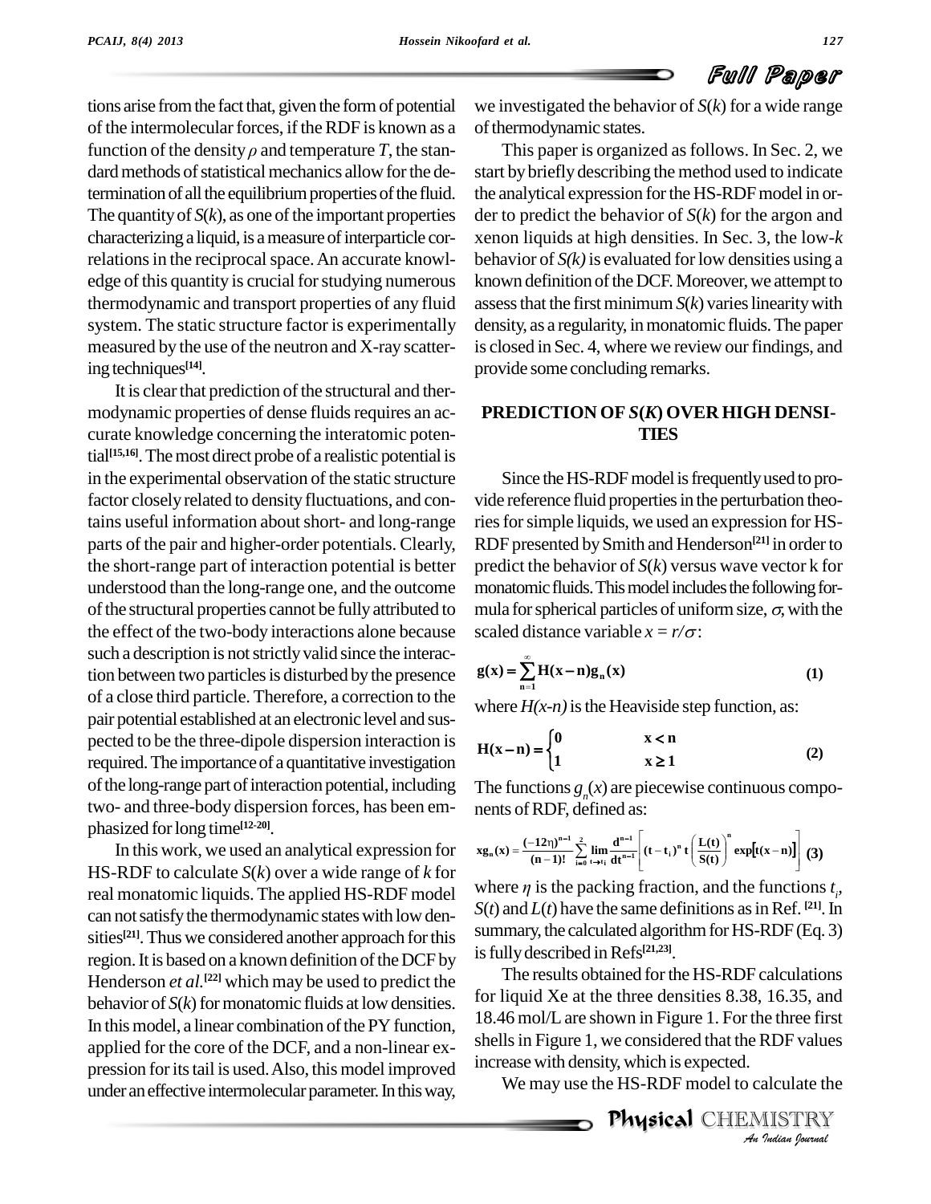tions arise from the fact that, given the form of potential of the intermolecular forces, if the RDF is known as a function of the density $\rho$ and temperature $T$, the standard methods of statistical mechanics allow for the determination of all the equilibrium properties of the fluid. The quantity of $S(k)$, as one of the important properties characterizing a liquid, is a measure of interparticle correlations in the reciprocal space. An accurate knowledge of this quantity is crucial for studying numerous thermodynamic and transport properties of any fluid system. The static structure factor is experimentally measured by the use of the neutron and X-ray scattering techniques[14].

It is clear that prediction of the structural and thermodynamic properties of dense fluids requires an accurate knowledge concerning the interatomic potential[15,16]. The most direct probe of a realistic potential is in the experimental observation of the static structure factor closely related to density fluctuations, and contains useful information about short- and long-range parts of the pair and higher-order potentials. Clearly, the short-range part of interaction potential is better understood than the long-range one, and the outcome of the structural properties cannot be fully attributed to the effect of the two-body interactions alone because such a description is not strictly valid since the interaction between two particles is disturbed by the presence of a close third particle. Therefore, a correction to the pair potential established at an electronic level and suspected to be the three-dipole dispersion interaction is required. The importance of a quantitative investigation of the long-range part of interaction potential, including two- and three-body dispersion forces, has been emphasized for long time[12-20].

In this work, we used an analytical expression for HS-RDF to calculate $S(k)$ over a wide range of $k$ for real monatomic liquids. The applied HS-RDF model can not satisfy the thermodynamic states with low densities[21]. Thus we considered another approach for this region. It is based on a known definition of the DCF by Henderson *et al.*[22] which may be used to predict the behavior of $S(k)$ for monatomic fluids at low densities. In this model, a linear combination of the PY function, applied for the core of the DCF, and a non-linear expression for its tail is used. Also, this model improved under an effective intermolecular parameter. In this way, we investigated the behavior of $S(k)$ for a wide range of thermodynamic states.

This paper is organized as follows. In Sec. 2, we start by briefly describing the method used to indicate the analytical expression for the HS-RDF model in order to predict the behavior of $S(k)$ for the argon and xenon liquids at high densities. In Sec. 3, the low-$k$ behavior of $S(k)$ is evaluated for low densities using a known definition of the DCF. Moreover, we attempt to assess that the first minimum $S(k)$ varies linearity with density, as a regularity, in monatomic fluids. The paper is closed in Sec. 4, where we review our findings, and provide some concluding remarks.

## PREDICTION OF *S*(*K*) OVER HIGH DENSITIES

Since the HS-RDF model is frequently used to provide reference fluid properties in the perturbation theories for simple liquids, we used an expression for HS-RDF presented by Smith and Henderson[21] in order to predict the behavior of $S(k)$ versus wave vector k for monatomic fluids. This model includes the following formula for spherical particles of uniform size, $\sigma$, with the scaled distance variable $x = r/\sigma$:

$$\mathbf{g(x)} = \sum_{n=1}^{\infty} \mathbf{H(x-n)g_n(x)} \qquad (1)$$

where $H(x\text{-}n)$ is the Heaviside step function, as:

$$\mathbf{H(x-n)} = \begin{cases} \mathbf{0} & \mathbf{x < n} \\ \mathbf{1} & \mathbf{x \geq 1} \end{cases} \qquad (2)$$

The functions $g_n(x)$ are piecewise continuous components of RDF, defined as:

$$\mathbf{xg_n(x)} = \frac{(-12\eta)^{n-1}}{(n-1)!} \sum_{i=0}^{2} \lim_{t \to t_i} \frac{d^{n-1}}{dt^{n-1}} \left[ (t-t_i)^n \, t \left( \frac{L(t)}{S(t)} \right)^n \exp[t(x-n)] \right] \qquad (3)$$

where $\eta$ is the packing fraction, and the functions $t_i$, $S(t)$ and $L(t)$ have the same definitions as in Ref. [21]. In summary, the calculated algorithm for HS-RDF (Eq. 3) is fully described in Refs[21,23].

The results obtained for the HS-RDF calculations for liquid Xe at the three densities 8.38, 16.35, and 18.46 mol/L are shown in Figure 1. For the three first shells in Figure 1, we considered that the RDF values increase with density, which is expected.

We may use the HS-RDF model to calculate the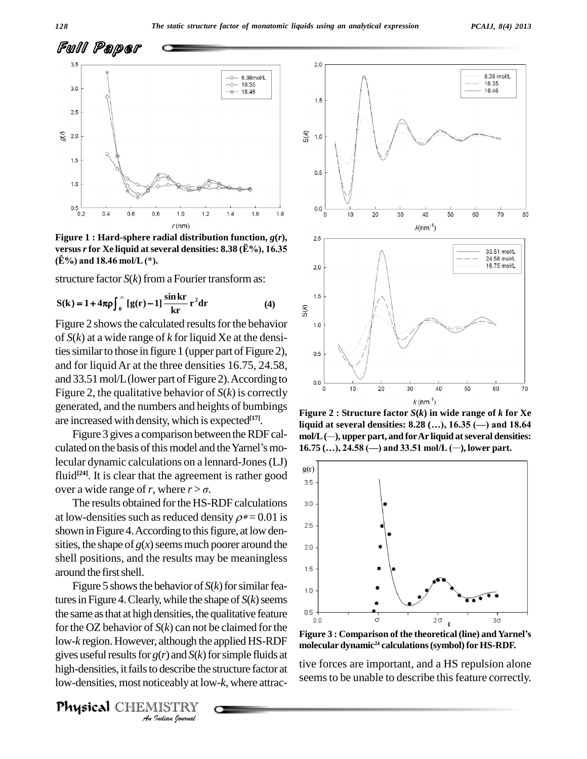## Full Paper

**Figure 1 : Hard-sphere radial distribution function, $g(r)$, versus $r$ for Xe liquid at several densities: 8.38 (Ë%), 16.35 (Ê%) and 18.46 mol/L (*).**

structure factor $S(k)$ from a Fourier transform as:

$$S(k) = 1 + 4\pi\rho\int_0^\infty [g(r) - 1]\frac{\sin kr}{kr} r^2 dr \qquad (4)$$

Figure 2 shows the calculated results for the behavior of $S(k)$ at a wide range of $k$ for liquid Xe at the densities similar to those in figure 1 (upper part of Figure 2), and for liquid Ar at the three densities 16.75, 24.58, and 33.51 mol/L (lower part of Figure 2). According to Figure 2, the qualitative behavior of $S(k)$ is correctly generated, and the numbers and heights of bumbings are increased with density, which is expected[17].

Figure 3 gives a comparison between the RDF calculated on the basis of this model and the Yarnel's molecular dynamic calculations on a lennard-Jones (LJ) fluid[24]. It is clear that the agreement is rather good over a wide range of $r$, where $r > \sigma$.

The results obtained for the HS-RDF calculations at low-densities such as reduced density $\rho* = 0.01$ is shown in Figure 4. According to this figure, at low densities, the shape of $g(x)$ seems much poorer around the shell positions, and the results may be meaningless around the first shell.

Figure 5 shows the behavior of $S(k)$ for similar features in Figure 4. Clearly, while the shape of $S(k)$ seems the same as that at high densities, the qualitative feature for the OZ behavior of $S(k)$ can not be claimed for the low-$k$ region. However, although the applied HS-RDF gives useful results for $g(r)$ and $S(k)$ for simple fluids at high-densities, it fails to describe the structure factor at low-densities, most noticeably at low-$k$, where attractive forces are important, and a HS repulsion alone seems to be unable to describe this feature correctly.

**Figure 2 : Structure factor $S(k)$ in wide range of $k$ for Xe liquid at several densities: 8.28 (…), 16.35 (—) and 18.64 mol/L (—), upper part, and for Ar liquid at several densities: 16.75 (…), 24.58 (—) and 33.51 mol/L (—), lower part.**

**Figure 3 : Comparison of the theoretical (line) and Yarnel's molecular dynamic[24] calculations (symbol) for HS-RDF.**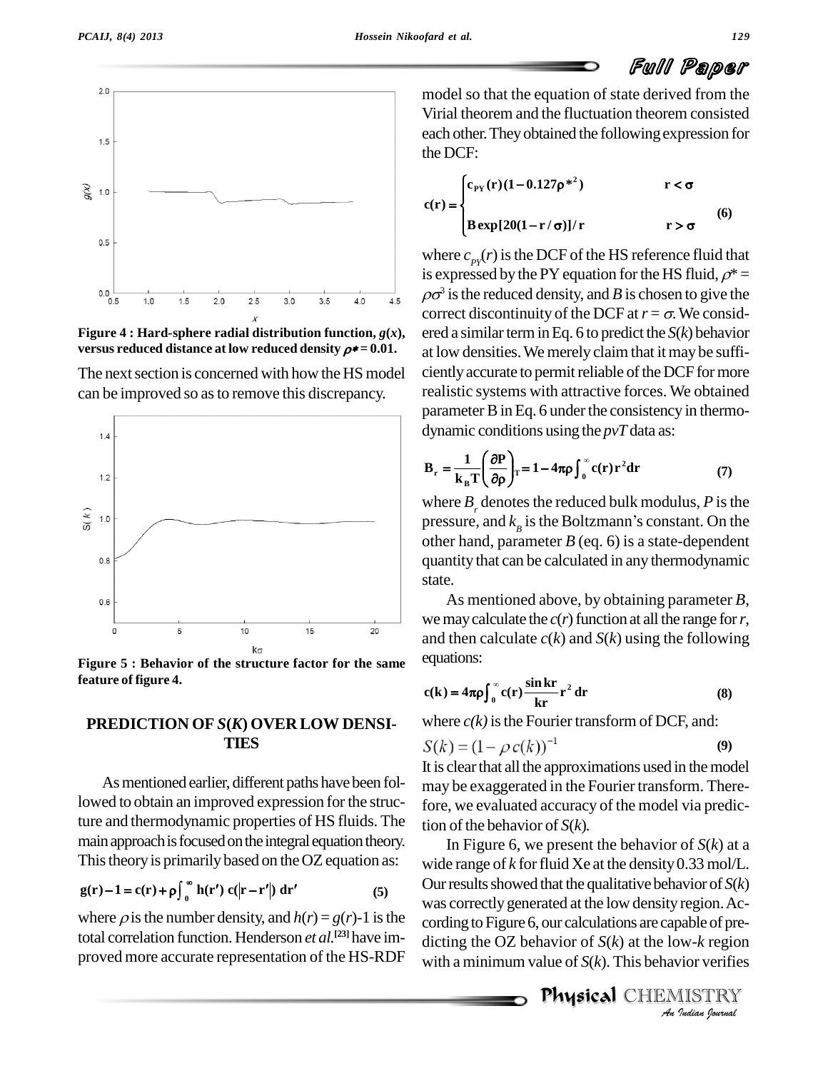Figure 4 : Hard-sphere radial distribution function, $g(x)$, versus reduced distance at low reduced density $\rho^* = 0.01$.

The next section is concerned with how the HS model can be improved so as to remove this discrepancy.

Figure 5 : Behavior of the structure factor for the same feature of figure 4.

## PREDICTION OF $S(K)$ OVER LOW DENSITIES

As mentioned earlier, different paths have been followed to obtain an improved expression for the structure and thermodynamic properties of HS fluids. The main approach is focused on the integral equation theory. This theory is primarily based on the OZ equation as:

$$g(r) - 1 = c(r) + \rho \int_0^\infty h(r')\, c(|r - r'|)\, dr' \qquad (5)$$

where $\rho$ is the number density, and $h(r) = g(r)$-1 is the total correlation function. Henderson *et al.*[23] have improved more accurate representation of the HS-RDF model so that the equation of state derived from the Virial theorem and the fluctuation theorem consisted each other. They obtained the following expression for the DCF:

$$c(r) = \begin{cases} c_{PY}(r)(1 - 0.127\rho^{*2}) & r < \sigma \\ B\exp[20(1 - r/\sigma)]/r & r > \sigma \end{cases} \qquad (6)$$

where $c_{PY}(r)$ is the DCF of the HS reference fluid that is expressed by the PY equation for the HS fluid, $\rho^* = \rho\sigma^3$ is the reduced density, and $B$ is chosen to give the correct discontinuity of the DCF at $r = \sigma$. We considered a similar term in Eq. 6 to predict the $S(k)$ behavior at low densities. We merely claim that it may be sufficiently accurate to permit reliable of the DCF for more realistic systems with attractive forces. We obtained parameter B in Eq. 6 under the consistency in thermodynamic conditions using the *pvT* data as:

$$B_r = \frac{1}{k_B T}\left(\frac{\partial P}{\partial \rho}\right)_T = 1 - 4\pi\rho \int_0^\infty c(r) r^2 dr \qquad (7)$$

where $B_r$ denotes the reduced bulk modulus, $P$ is the pressure, and $k_B$ is the Boltzmann's constant. On the other hand, parameter $B$ (eq. 6) is a state-dependent quantity that can be calculated in any thermodynamic state.

As mentioned above, by obtaining parameter $B$, we may calculate the $c(r)$ function at all the range for $r$, and then calculate $c(k)$ and $S(k)$ using the following equations:

$$c(k) = 4\pi\rho \int_0^\infty c(r) \frac{\sin kr}{kr} r^2\, dr \qquad (8)$$

where $c(k)$ is the Fourier transform of DCF, and:

$$S(k) = (1 - \rho\, c(k))^{-1} \qquad (9)$$

It is clear that all the approximations used in the model may be exaggerated in the Fourier transform. Therefore, we evaluated accuracy of the model via prediction of the behavior of $S(k)$.

In Figure 6, we present the behavior of $S(k)$ at a wide range of $k$ for fluid Xe at the density 0.33 mol/L. Our results showed that the qualitative behavior of $S(k)$ was correctly generated at the low density region. According to Figure 6, our calculations are capable of predicting the OZ behavior of $S(k)$ at the low-$k$ region with a minimum value of $S(k)$. This behavior verifies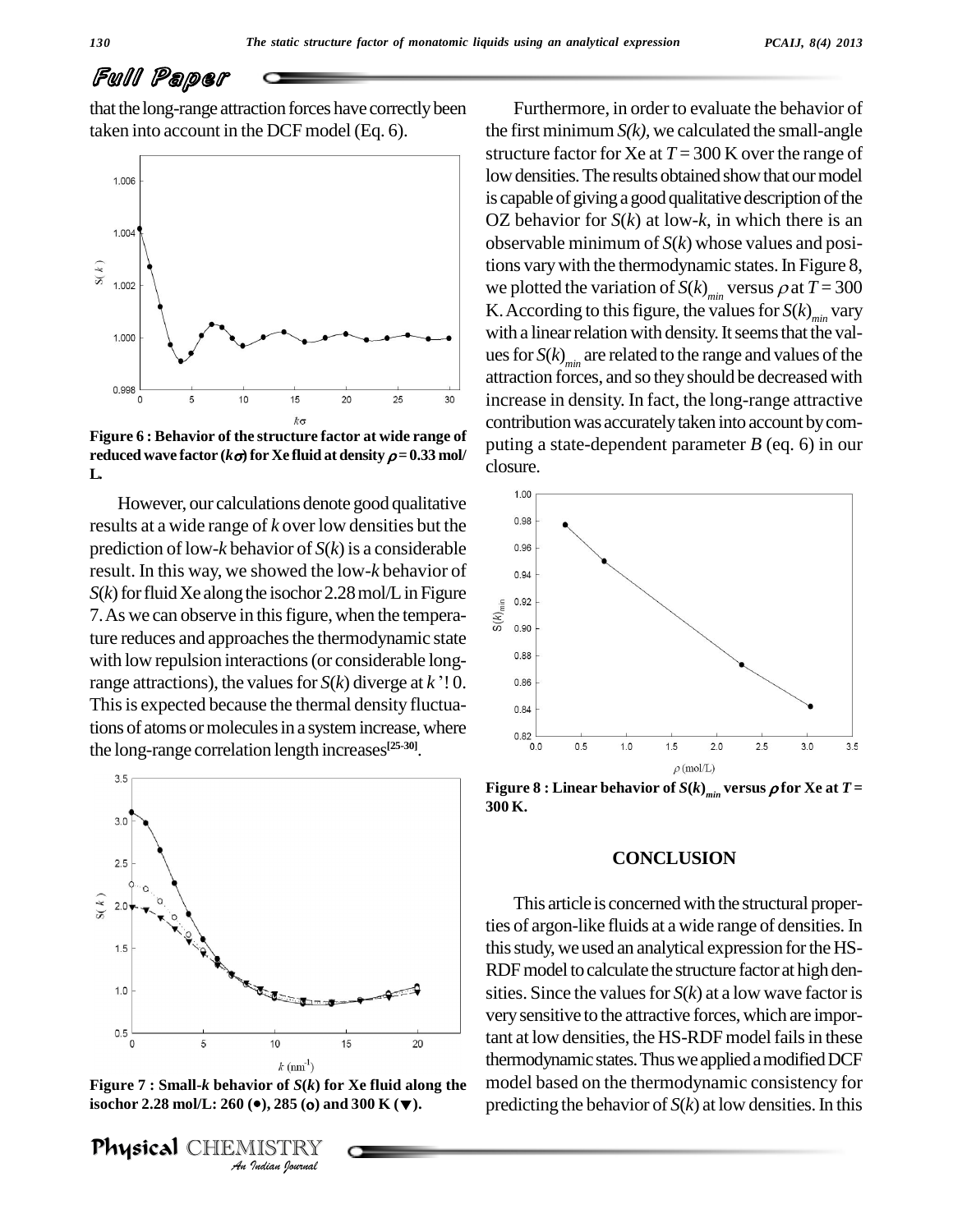that the long-range attraction forces have correctly been taken into account in the DCF model (Eq. 6).

**Figure 6 : Behavior of the structure factor at wide range of reduced wave factor ($k\sigma$) for Xe fluid at density $\rho$ = 0.33 mol/L.**

However, our calculations denote good qualitative results at a wide range of $k$ over low densities but the prediction of low-$k$ behavior of $S(k)$ is a considerable result. In this way, we showed the low-$k$ behavior of $S(k)$ for fluid Xe along the isochor 2.28 mol/L in Figure 7. As we can observe in this figure, when the temperature reduces and approaches the thermodynamic state with low repulsion interactions (or considerable long-range attractions), the values for $S(k)$ diverge at $k \rightarrow 0$. This is expected because the thermal density fluctuations of atoms or molecules in a system increase, where the long-range correlation length increases[25-30].

**Figure 7 : Small-$k$ behavior of $S(k)$ for Xe fluid along the isochor 2.28 mol/L: 260 (●), 285 (o) and 300 K (▼).**

Furthermore, in order to evaluate the behavior of the first minimum $S(k)$, we calculated the small-angle structure factor for Xe at $T$ = 300 K over the range of low densities. The results obtained show that our model is capable of giving a good qualitative description of the OZ behavior for $S(k)$ at low-$k$, in which there is an observable minimum of $S(k)$ whose values and positions vary with the thermodynamic states. In Figure 8, we plotted the variation of $S(k)_{min}$ versus $\rho$ at $T$ = 300 K. According to this figure, the values for $S(k)_{min}$ vary with a linear relation with density. It seems that the values for $S(k)_{min}$ are related to the range and values of the attraction forces, and so they should be decreased with increase in density. In fact, the long-range attractive contribution was accurately taken into account by computing a state-dependent parameter $B$ (eq. 6) in our closure.

**Figure 8 : Linear behavior of $S(k)_{min}$ versus $\rho$ for Xe at $T$ = 300 K.**

## CONCLUSION

This article is concerned with the structural properties of argon-like fluids at a wide range of densities. In this study, we used an analytical expression for the HS-RDF model to calculate the structure factor at high densities. Since the values for $S(k)$ at a low wave factor is very sensitive to the attractive forces, which are important at low densities, the HS-RDF model fails in these thermodynamic states. Thus we applied a modified DCF model based on the thermodynamic consistency for predicting the behavior of $S(k)$ at low densities. In this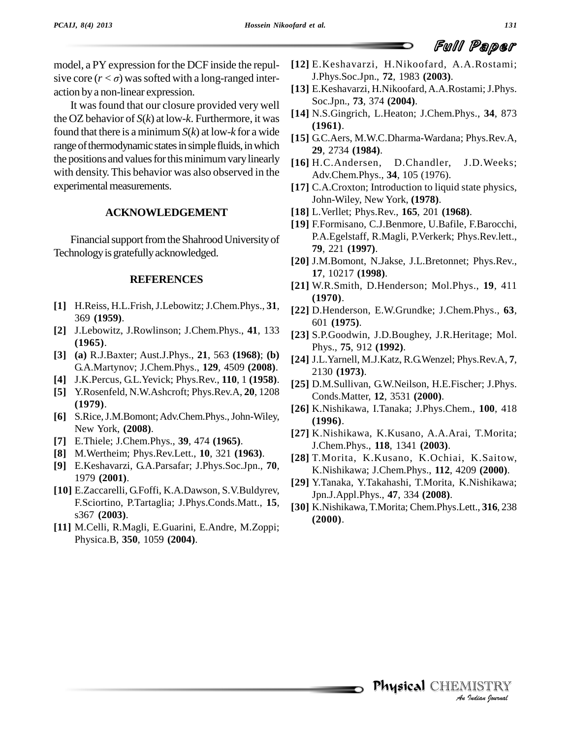model, a PY expression for the DCF inside the repulsive core ($r < \sigma$) was softed with a long-ranged interaction by a non-linear expression.

It was found that our closure provided very well the OZ behavior of $S(k)$ at low-$k$. Furthermore, it was found that there is a minimum $S(k)$ at low-$k$ for a wide range of thermodynamic states in simple fluids, in which the positions and values for this minimum vary linearly with density. This behavior was also observed in the experimental measurements.

## ACKNOWLEDGEMENT

Financial support from the Shahrood University of Technology is gratefully acknowledged.

## REFERENCES

**[1]** H.Reiss, H.L.Frish, J.Lebowitz; J.Chem.Phys., **31**, 369 **(1959)**.

**[2]** J.Lebowitz, J.Rowlinson; J.Chem.Phys., **41**, 133 **(1965)**.

**[3]** **(a)** R.J.Baxter; Aust.J.Phys., **21**, 563 **(1968)**; **(b)** G.A.Martynov; J.Chem.Phys., **129**, 4509 **(2008)**.

**[4]** J.K.Percus, G.L.Yevick; Phys.Rev., **110**, 1 **(1958)**.

**[5]** Y.Rosenfeld, N.W.Ashcroft; Phys.Rev.A, **20**, 1208 **(1979)**.

**[6]** S.Rice, J.M.Bomont; Adv.Chem.Phys., John-Wiley, New York, **(2008)**.

**[7]** E.Thiele; J.Chem.Phys., **39**, 474 **(1965)**.

**[8]** M.Wertheim; Phys.Rev.Lett., **10**, 321 **(1963)**.

**[9]** E.Keshavarzi, G.A.Parsafar; J.Phys.Soc.Jpn., **70**, 1979 **(2001)**.

**[10]** E.Zaccarelli, G.Foffi, K.A.Dawson, S.V.Buldyrev, F.Sciortino, P.Tartaglia; J.Phys.Conds.Matt., **15**, s367 **(2003)**.

**[11]** M.Celli, R.Magli, E.Guarini, E.Andre, M.Zoppi; Physica.B, **350**, 1059 **(2004)**.

**[12]** E.Keshavarzi, H.Nikoofard, A.A.Rostami; J.Phys.Soc.Jpn., **72**, 1983 **(2003)**.

**[13]** E.Keshavarzi, H.Nikoofard, A.A.Rostami; J.Phys.Soc.Jpn., **73**, 374 **(2004)**.

**[14]** N.S.Gingrich, L.Heaton; J.Chem.Phys., **34**, 873 **(1961)**.

**[15]** G.C.Aers, M.W.C.Dharma-Wardana; Phys.Rev.A, **29**, 2734 **(1984)**.

**[16]** H.C.Andersen, D.Chandler, J.D.Weeks; Adv.Chem.Phys., **34**, 105 (1976).

**[17]** C.A.Croxton; Introduction to liquid state physics, John-Wiley, New York, **(1978)**.

**[18]** L.Verllet; Phys.Rev., **165**, 201 **(1968)**.

**[19]** F.Formisano, C.J.Benmore, U.Bafile, F.Barocchi, P.A.Egelstaff, R.Magli, P.Verkerk; Phys.Rev.lett., **79**, 221 **(1997)**.

**[20]** J.M.Bomont, N.Jakse, J.L.Bretonnet; Phys.Rev., **17**, 10217 **(1998)**.

**[21]** W.R.Smith, D.Henderson; Mol.Phys., **19**, 411 **(1970)**.

**[22]** D.Henderson, E.W.Grundke; J.Chem.Phys., **63**, 601 **(1975)**.

**[23]** S.P.Goodwin, J.D.Boughey, J.R.Heritage; Mol.Phys., **75**, 912 **(1992)**.

**[24]** J.L.Yarnell, M.J.Katz, R.G.Wenzel; Phys.Rev.A, **7**, 2130 **(1973)**.

**[25]** D.M.Sullivan, G.W.Neilson, H.E.Fischer; J.Phys.Conds.Matter, **12**, 3531 **(2000)**.

**[26]** K.Nishikawa, I.Tanaka; J.Phys.Chem., **100**, 418 **(1996)**.

**[27]** K.Nishikawa, K.Kusano, A.A.Arai, T.Morita; J.Chem.Phys., **118**, 1341 **(2003)**.

**[28]** T.Morita, K.Kusano, K.Ochiai, K.Saitow, K.Nishikawa; J.Chem.Phys., **112**, 4209 **(2000)**.

**[29]** Y.Tanaka, Y.Takahashi, T.Morita, K.Nishikawa; Jpn.J.Appl.Phys., **47**, 334 **(2008)**.

**[30]** K.Nishikawa, T.Morita; Chem.Phys.Lett., **316**, 238 **(2000)**.